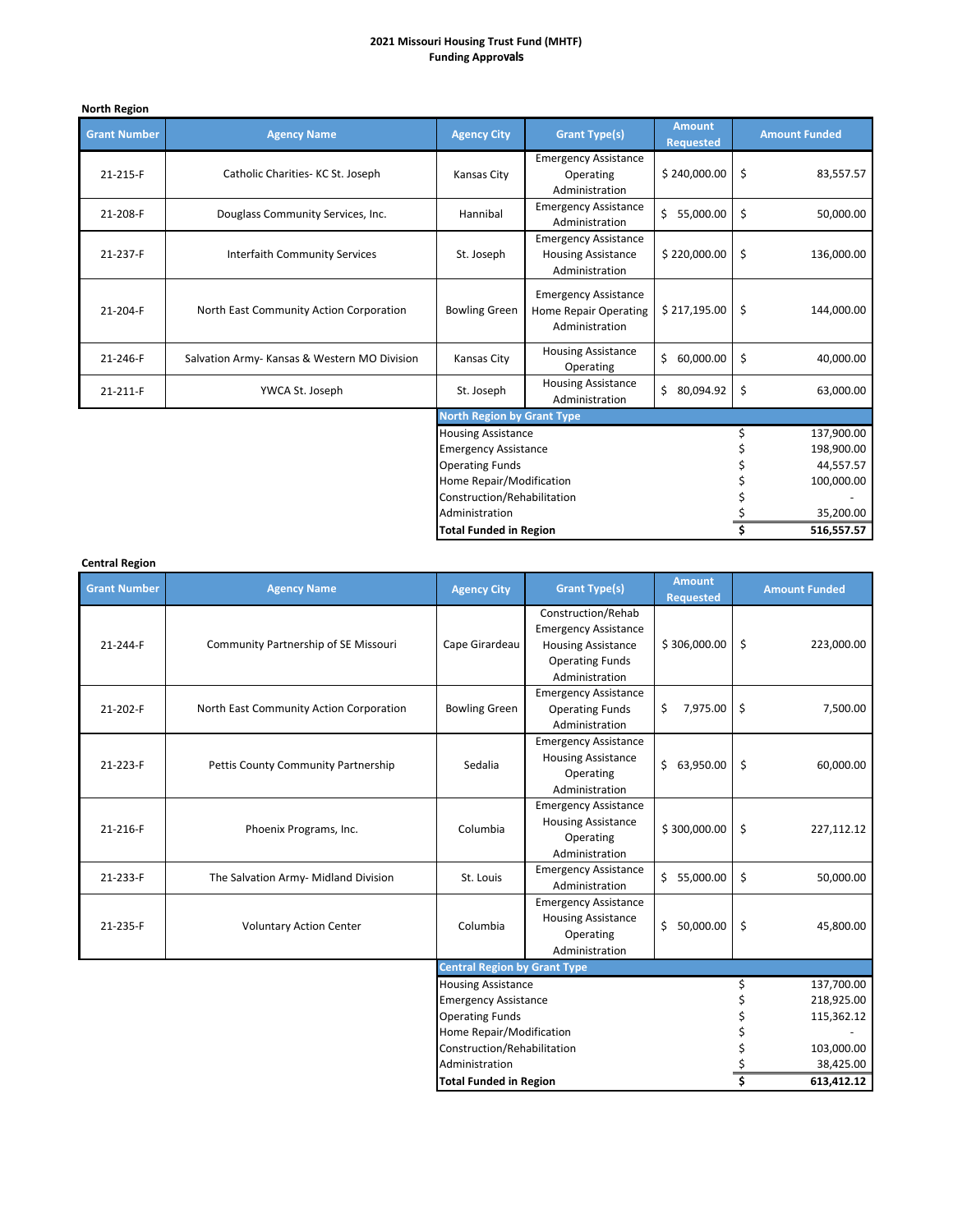**2021 Missouri Housing Trust Fund (MHTF)**
**Funding Approvals**

**North Region**

| Grant Number | Agency Name | Agency City | Grant Type(s) | Amount Requested | Amount Funded |
|---|---|---|---|---|---|
| 21-215-F | Catholic Charities- KC St. Joseph | Kansas City | Emergency Assistance<br>Operating<br>Administration | $ 240,000.00 | $ 83,557.57 |
| 21-208-F | Douglass Community Services, Inc. | Hannibal | Emergency Assistance<br>Administration | $ 55,000.00 | $ 50,000.00 |
| 21-237-F | Interfaith Community Services | St. Joseph | Emergency Assistance<br>Housing Assistance<br>Administration | $ 220,000.00 | $ 136,000.00 |
| 21-204-F | North East Community Action Corporation | Bowling Green | Emergency Assistance<br>Home Repair Operating<br>Administration | $ 217,195.00 | $ 144,000.00 |
| 21-246-F | Salvation Army- Kansas & Western MO Division | Kansas City | Housing Assistance<br>Operating | $ 60,000.00 | $ 40,000.00 |
| 21-211-F | YWCA St. Joseph | St. Joseph | Housing Assistance<br>Administration | $ 80,094.92 | $ 63,000.00 |

| North Region by Grant Type | |
|---|---|
| Housing Assistance | $ 137,900.00 |
| Emergency Assistance | $ 198,900.00 |
| Operating Funds | $ 44,557.57 |
| Home Repair/Modification | $ 100,000.00 |
| Construction/Rehabilitation | $ - |
| Administration | $ 35,200.00 |
| **Total Funded in Region** | **$ 516,557.57** |

**Central Region**

| Grant Number | Agency Name | Agency City | Grant Type(s) | Amount Requested | Amount Funded |
|---|---|---|---|---|---|
| 21-244-F | Community Partnership of SE Missouri | Cape Girardeau | Construction/Rehab<br>Emergency Assistance<br>Housing Assistance<br>Operating Funds<br>Administration | $ 306,000.00 | $ 223,000.00 |
| 21-202-F | North East Community Action Corporation | Bowling Green | Emergency Assistance<br>Operating Funds<br>Administration | $ 7,975.00 | $ 7,500.00 |
| 21-223-F | Pettis County Community Partnership | Sedalia | Emergency Assistance<br>Housing Assistance<br>Operating<br>Administration | $ 63,950.00 | $ 60,000.00 |
| 21-216-F | Phoenix Programs, Inc. | Columbia | Emergency Assistance<br>Housing Assistance<br>Operating<br>Administration | $ 300,000.00 | $ 227,112.12 |
| 21-233-F | The Salvation Army- Midland Division | St. Louis | Emergency Assistance<br>Administration | $ 55,000.00 | $ 50,000.00 |
| 21-235-F | Voluntary Action Center | Columbia | Emergency Assistance<br>Housing Assistance<br>Operating<br>Administration | $ 50,000.00 | $ 45,800.00 |

| Central Region by Grant Type | |
|---|---|
| Housing Assistance | $ 137,700.00 |
| Emergency Assistance | $ 218,925.00 |
| Operating Funds | $ 115,362.12 |
| Home Repair/Modification | $ - |
| Construction/Rehabilitation | $ 103,000.00 |
| Administration | $ 38,425.00 |
| **Total Funded in Region** | **$ 613,412.12** |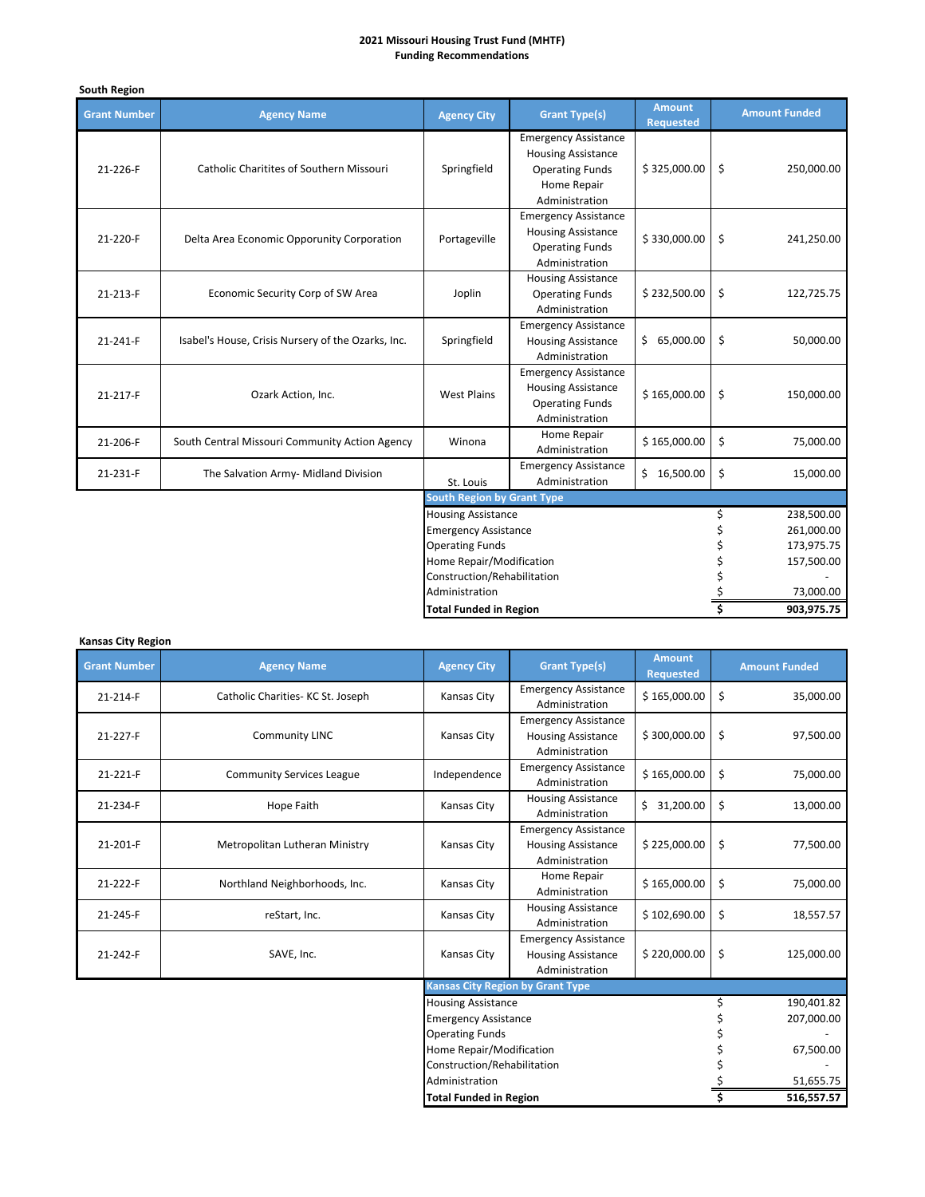**2021 Missouri Housing Trust Fund (MHTF)**
**Funding Recommendations**

**South Region**

| Grant Number | Agency Name | Agency City | Grant Type(s) | Amount Requested | Amount Funded |
|---|---|---|---|---|---|
| 21-226-F | Catholic Charitites of Southern Missouri | Springfield | Emergency Assistance<br>Housing Assistance<br>Operating Funds<br>Home Repair<br>Administration | $ 325,000.00 | $ 250,000.00 |
| 21-220-F | Delta Area Economic Opporunity Corporation | Portageville | Emergency Assistance<br>Housing Assistance<br>Operating Funds<br>Administration | $ 330,000.00 | $ 241,250.00 |
| 21-213-F | Economic Security Corp of SW Area | Joplin | Housing Assistance<br>Operating Funds<br>Administration | $ 232,500.00 | $ 122,725.75 |
| 21-241-F | Isabel's House, Crisis Nursery of the Ozarks, Inc. | Springfield | Emergency Assistance<br>Housing Assistance<br>Administration | $ 65,000.00 | $ 50,000.00 |
| 21-217-F | Ozark Action, Inc. | West Plains | Emergency Assistance<br>Housing Assistance<br>Operating Funds<br>Administration | $ 165,000.00 | $ 150,000.00 |
| 21-206-F | South Central Missouri Community Action Agency | Winona | Home Repair<br>Administration | $ 165,000.00 | $ 75,000.00 |
| 21-231-F | The Salvation Army- Midland Division | St. Louis | Emergency Assistance<br>Administration | $ 16,500.00 | $ 15,000.00 |

| South Region by Grant Type | |
|---|---|
| Housing Assistance | $ 238,500.00 |
| Emergency Assistance | $ 261,000.00 |
| Operating Funds | $ 173,975.75 |
| Home Repair/Modification | $ 157,500.00 |
| Construction/Rehabilitation | $ - |
| Administration | $ 73,000.00 |
| **Total Funded in Region** | **$ 903,975.75** |

**Kansas City Region**

| Grant Number | Agency Name | Agency City | Grant Type(s) | Amount Requested | Amount Funded |
|---|---|---|---|---|---|
| 21-214-F | Catholic Charities- KC St. Joseph | Kansas City | Emergency Assistance<br>Administration | $ 165,000.00 | $ 35,000.00 |
| 21-227-F | Community LINC | Kansas City | Emergency Assistance<br>Housing Assistance<br>Administration | $ 300,000.00 | $ 97,500.00 |
| 21-221-F | Community Services League | Independence | Emergency Assistance<br>Administration | $ 165,000.00 | $ 75,000.00 |
| 21-234-F | Hope Faith | Kansas City | Housing Assistance<br>Administration | $ 31,200.00 | $ 13,000.00 |
| 21-201-F | Metropolitan Lutheran Ministry | Kansas City | Emergency Assistance<br>Housing Assistance<br>Administration | $ 225,000.00 | $ 77,500.00 |
| 21-222-F | Northland Neighborhoods, Inc. | Kansas City | Home Repair<br>Administration | $ 165,000.00 | $ 75,000.00 |
| 21-245-F | reStart, Inc. | Kansas City | Housing Assistance<br>Administration | $ 102,690.00 | $ 18,557.57 |
| 21-242-F | SAVE, Inc. | Kansas City | Emergency Assistance<br>Housing Assistance<br>Administration | $ 220,000.00 | $ 125,000.00 |

| Kansas City Region by Grant Type | |
|---|---|
| Housing Assistance | $ 190,401.82 |
| Emergency Assistance | $ 207,000.00 |
| Operating Funds | $ - |
| Home Repair/Modification | $ 67,500.00 |
| Construction/Rehabilitation | $ - |
| Administration | $ 51,655.75 |
| **Total Funded in Region** | **$ 516,557.57** |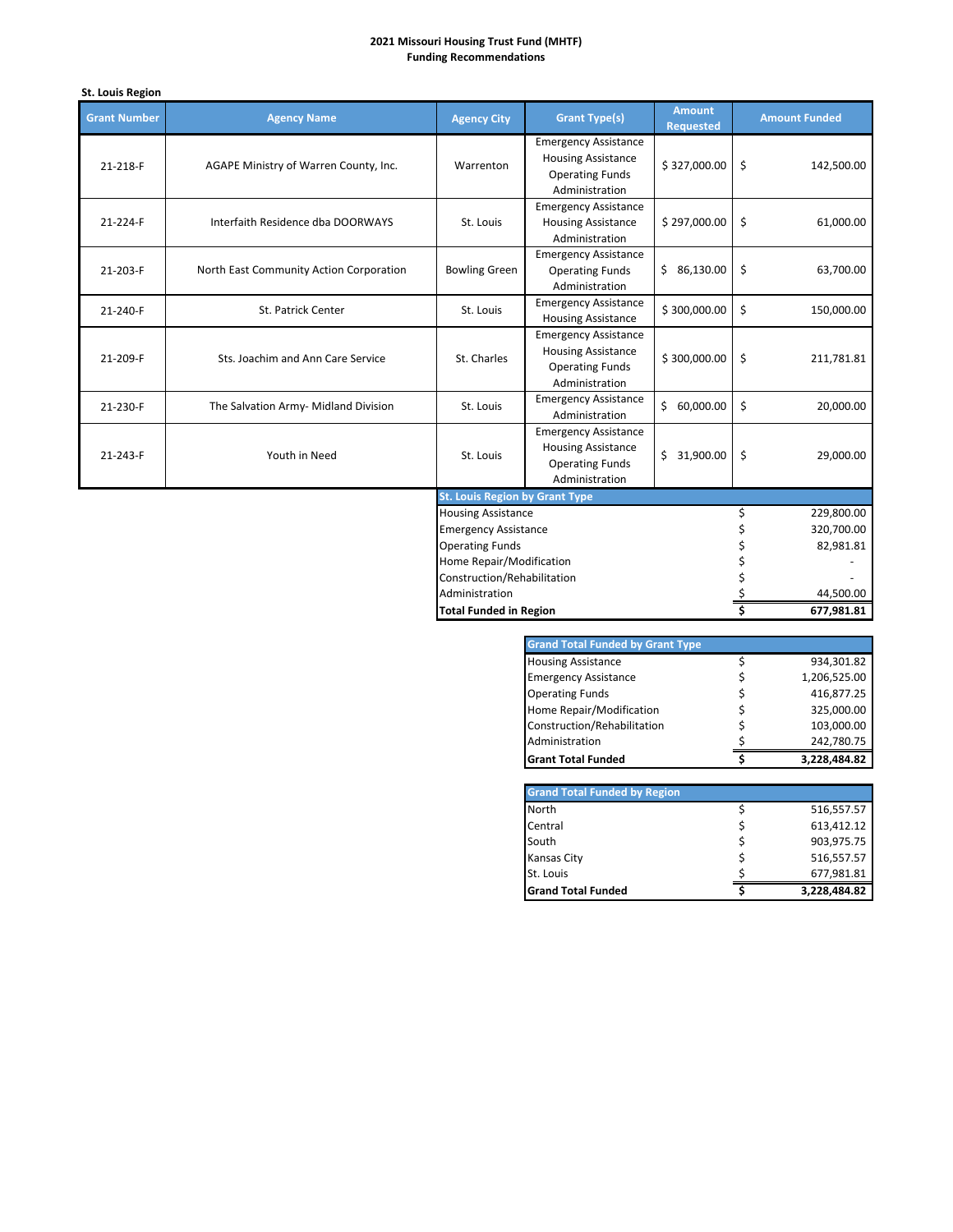**2021 Missouri Housing Trust Fund (MHTF)**
**Funding Recommendations**

**St. Louis Region**

| Grant Number | Agency Name | Agency City | Grant Type(s) | Amount Requested | Amount Funded |
|---|---|---|---|---|---|
| 21-218-F | AGAPE Ministry of Warren County, Inc. | Warrenton | Emergency Assistance<br>Housing Assistance<br>Operating Funds<br>Administration | $ 327,000.00 | $ 142,500.00 |
| 21-224-F | Interfaith Residence dba DOORWAYS | St. Louis | Emergency Assistance<br>Housing Assistance<br>Administration | $ 297,000.00 | $ 61,000.00 |
| 21-203-F | North East Community Action Corporation | Bowling Green | Emergency Assistance<br>Operating Funds<br>Administration | $ 86,130.00 | $ 63,700.00 |
| 21-240-F | St. Patrick Center | St. Louis | Emergency Assistance<br>Housing Assistance | $ 300,000.00 | $ 150,000.00 |
| 21-209-F | Sts. Joachim and Ann Care Service | St. Charles | Emergency Assistance<br>Housing Assistance<br>Operating Funds<br>Administration | $ 300,000.00 | $ 211,781.81 |
| 21-230-F | The Salvation Army- Midland Division | St. Louis | Emergency Assistance<br>Administration | $ 60,000.00 | $ 20,000.00 |
| 21-243-F | Youth in Need | St. Louis | Emergency Assistance<br>Housing Assistance<br>Operating Funds<br>Administration | $ 31,900.00 | $ 29,000.00 |

| St. Louis Region by Grant Type | |
|---|---|
| Housing Assistance | $ 229,800.00 |
| Emergency Assistance | $ 320,700.00 |
| Operating Funds | $ 82,981.81 |
| Home Repair/Modification | $ - |
| Construction/Rehabilitation | $ - |
| Administration | $ 44,500.00 |
| **Total Funded in Region** | **$ 677,981.81** |

| Grand Total Funded by Grant Type | |
|---|---|
| Housing Assistance | $ 934,301.82 |
| Emergency Assistance | $ 1,206,525.00 |
| Operating Funds | $ 416,877.25 |
| Home Repair/Modification | $ 325,000.00 |
| Construction/Rehabilitation | $ 103,000.00 |
| Administration | $ 242,780.75 |
| **Grant Total Funded** | **$ 3,228,484.82** |

| Grand Total Funded by Region | |
|---|---|
| North | $ 516,557.57 |
| Central | $ 613,412.12 |
| South | $ 903,975.75 |
| Kansas City | $ 516,557.57 |
| St. Louis | $ 677,981.81 |
| **Grand Total Funded** | **$ 3,228,484.82** |